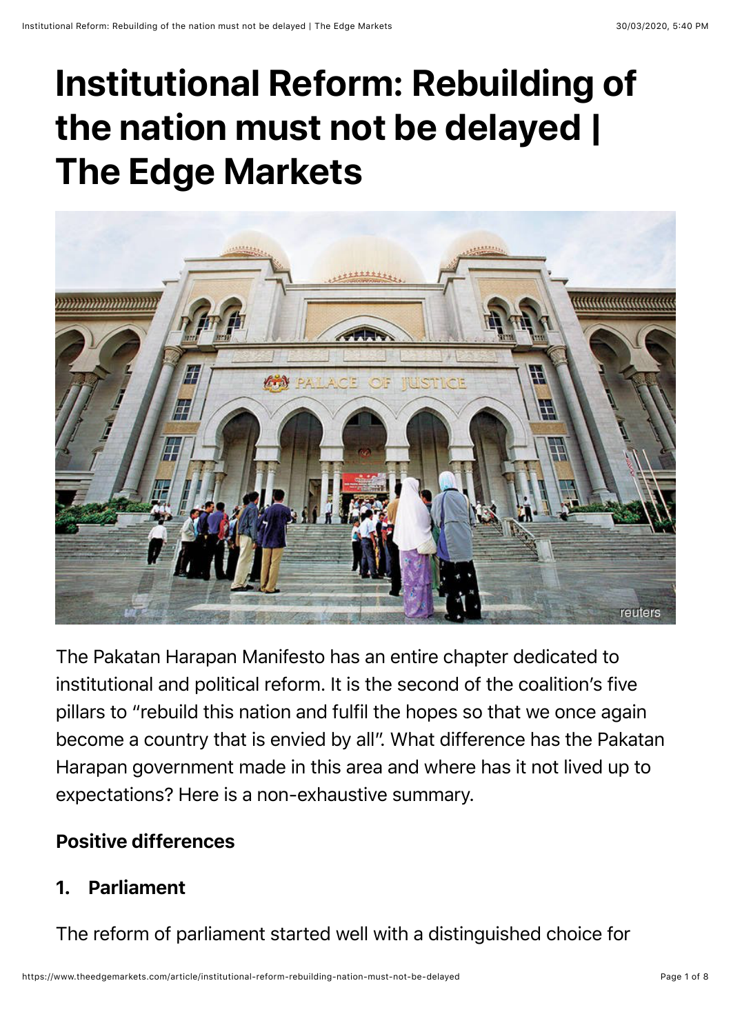# Institutional Reform: Rebuilding of the nation must not be delayed | The Edge Markets

The Pakatan Harapan Manifesto has an entire chapter dedicated to institutional and political reform. It is the second of the coalition's five pillars to "rebuild this nation and fulfil the hopes so that we once again become a country that is envied by all". What difference has the Pakatan Harapan government made in this area and where has it not lived up to expectations? Here is a non-exhaustive summary.

**Positive differences**

**1. Parliament**

The reform of parliament started well with a distinguished choice for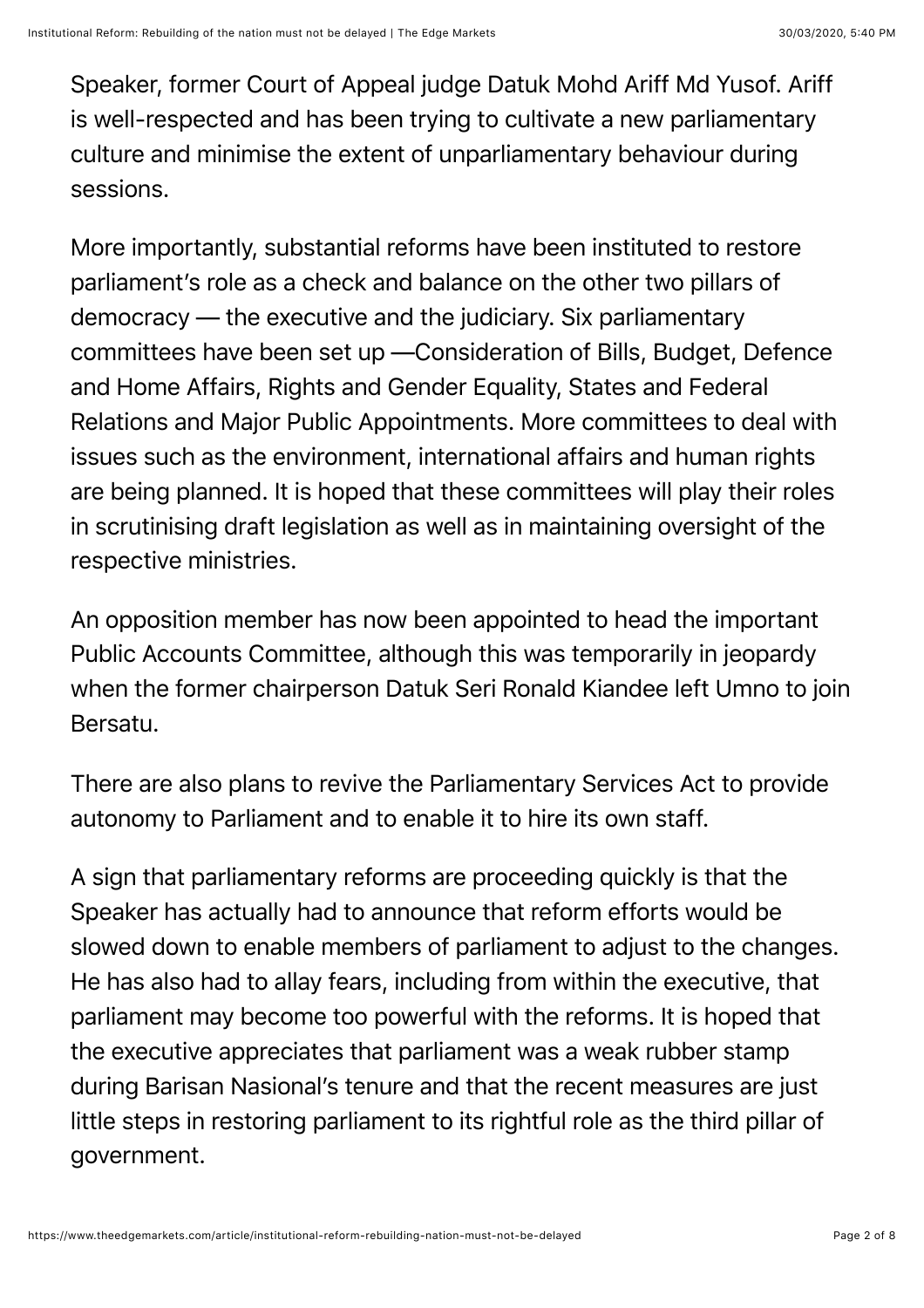Speaker, former Court of Appeal judge Datuk Mohd Ariff Md Yusof. Ariff is well-respected and has been trying to cultivate a new parliamentary culture and minimise the extent of unparliamentary behaviour during sessions.

More importantly, substantial reforms have been instituted to restore parliament's role as a check and balance on the other two pillars of democracy — the executive and the judiciary. Six parliamentary committees have been set up —Consideration of Bills, Budget, Defence and Home Affairs, Rights and Gender Equality, States and Federal Relations and Major Public Appointments. More committees to deal with issues such as the environment, international affairs and human rights are being planned. It is hoped that these committees will play their roles in scrutinising draft legislation as well as in maintaining oversight of the respective ministries.

An opposition member has now been appointed to head the important Public Accounts Committee, although this was temporarily in jeopardy when the former chairperson Datuk Seri Ronald Kiandee left Umno to join Bersatu.

There are also plans to revive the Parliamentary Services Act to provide autonomy to Parliament and to enable it to hire its own staff.

A sign that parliamentary reforms are proceeding quickly is that the Speaker has actually had to announce that reform efforts would be slowed down to enable members of parliament to adjust to the changes. He has also had to allay fears, including from within the executive, that parliament may become too powerful with the reforms. It is hoped that the executive appreciates that parliament was a weak rubber stamp during Barisan Nasional's tenure and that the recent measures are just little steps in restoring parliament to its rightful role as the third pillar of government.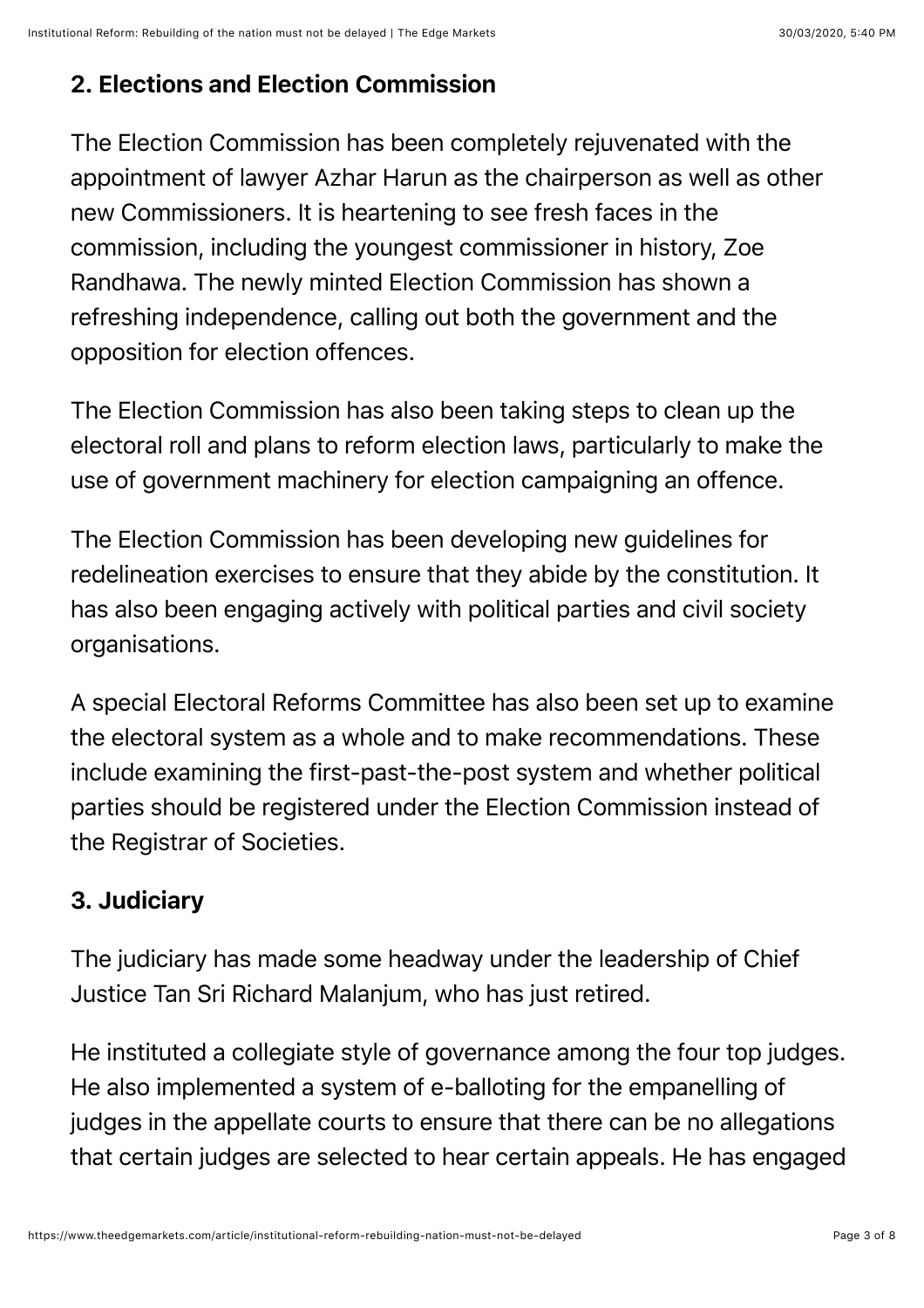## 2. Elections and Election Commission

The Election Commission has been completely rejuvenated with the appointment of lawyer Azhar Harun as the chairperson as well as other new Commissioners. It is heartening to see fresh faces in the commission, including the youngest commissioner in history, Zoe Randhawa. The newly minted Election Commission has shown a refreshing independence, calling out both the government and the opposition for election offences.

The Election Commission has also been taking steps to clean up the electoral roll and plans to reform election laws, particularly to make the use of government machinery for election campaigning an offence.

The Election Commission has been developing new guidelines for redelineation exercises to ensure that they abide by the constitution. It has also been engaging actively with political parties and civil society organisations.

A special Electoral Reforms Committee has also been set up to examine the electoral system as a whole and to make recommendations. These include examining the first-past-the-post system and whether political parties should be registered under the Election Commission instead of the Registrar of Societies.

## 3. Judiciary

The judiciary has made some headway under the leadership of Chief Justice Tan Sri Richard Malanjum, who has just retired.

He instituted a collegiate style of governance among the four top judges. He also implemented a system of e-balloting for the empanelling of judges in the appellate courts to ensure that there can be no allegations that certain judges are selected to hear certain appeals. He has engaged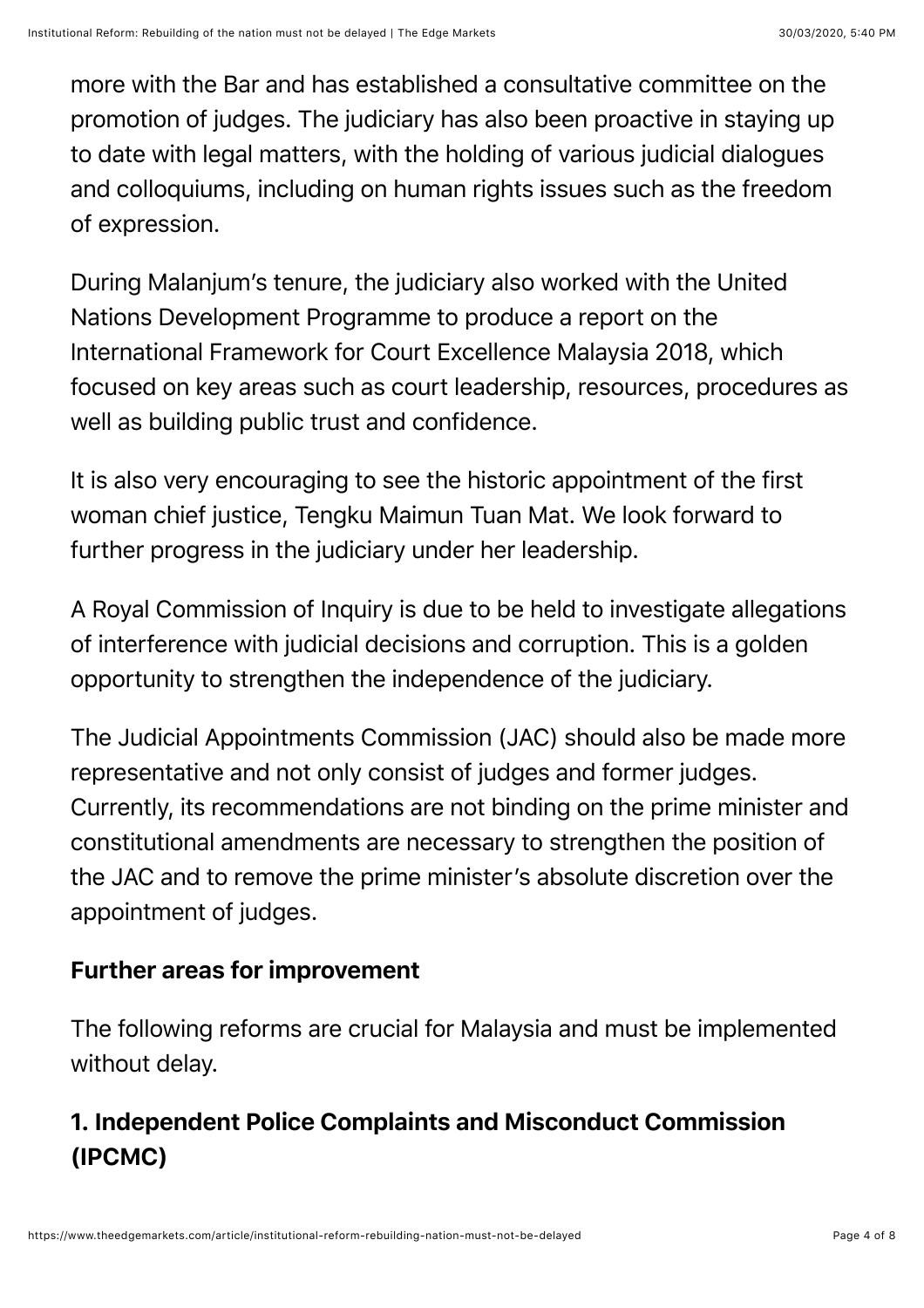more with the Bar and has established a consultative committee on the promotion of judges. The judiciary has also been proactive in staying up to date with legal matters, with the holding of various judicial dialogues and colloquiums, including on human rights issues such as the freedom of expression.

During Malanjum's tenure, the judiciary also worked with the United Nations Development Programme to produce a report on the International Framework for Court Excellence Malaysia 2018, which focused on key areas such as court leadership, resources, procedures as well as building public trust and confidence.

It is also very encouraging to see the historic appointment of the first woman chief justice, Tengku Maimun Tuan Mat. We look forward to further progress in the judiciary under her leadership.

A Royal Commission of Inquiry is due to be held to investigate allegations of interference with judicial decisions and corruption. This is a golden opportunity to strengthen the independence of the judiciary.

The Judicial Appointments Commission (JAC) should also be made more representative and not only consist of judges and former judges. Currently, its recommendations are not binding on the prime minister and constitutional amendments are necessary to strengthen the position of the JAC and to remove the prime minister's absolute discretion over the appointment of judges.

## Further areas for improvement

The following reforms are crucial for Malaysia and must be implemented without delay.

### 1. Independent Police Complaints and Misconduct Commission (IPCMC)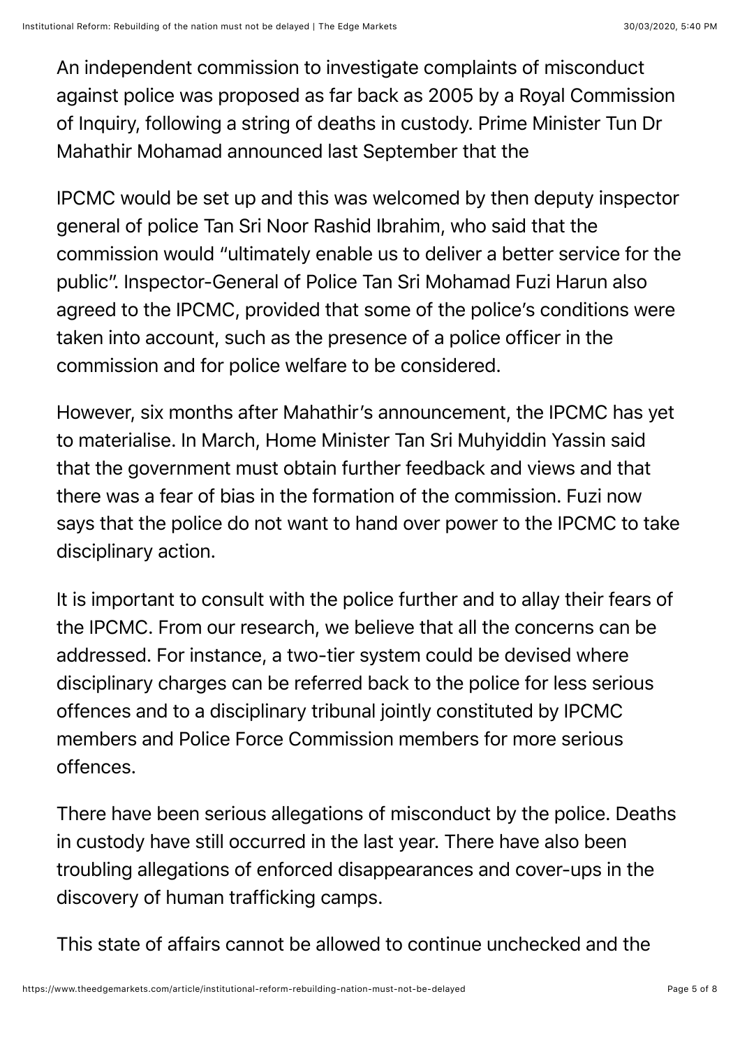An independent commission to investigate complaints of misconduct against police was proposed as far back as 2005 by a Royal Commission of Inquiry, following a string of deaths in custody. Prime Minister Tun Dr Mahathir Mohamad announced last September that the

IPCMC would be set up and this was welcomed by then deputy inspector general of police Tan Sri Noor Rashid Ibrahim, who said that the commission would "ultimately enable us to deliver a better service for the public". Inspector-General of Police Tan Sri Mohamad Fuzi Harun also agreed to the IPCMC, provided that some of the police's conditions were taken into account, such as the presence of a police officer in the commission and for police welfare to be considered.

However, six months after Mahathir's announcement, the IPCMC has yet to materialise. In March, Home Minister Tan Sri Muhyiddin Yassin said that the government must obtain further feedback and views and that there was a fear of bias in the formation of the commission. Fuzi now says that the police do not want to hand over power to the IPCMC to take disciplinary action.

It is important to consult with the police further and to allay their fears of the IPCMC. From our research, we believe that all the concerns can be addressed. For instance, a two-tier system could be devised where disciplinary charges can be referred back to the police for less serious offences and to a disciplinary tribunal jointly constituted by IPCMC members and Police Force Commission members for more serious offences.

There have been serious allegations of misconduct by the police. Deaths in custody have still occurred in the last year. There have also been troubling allegations of enforced disappearances and cover-ups in the discovery of human trafficking camps.

This state of affairs cannot be allowed to continue unchecked and the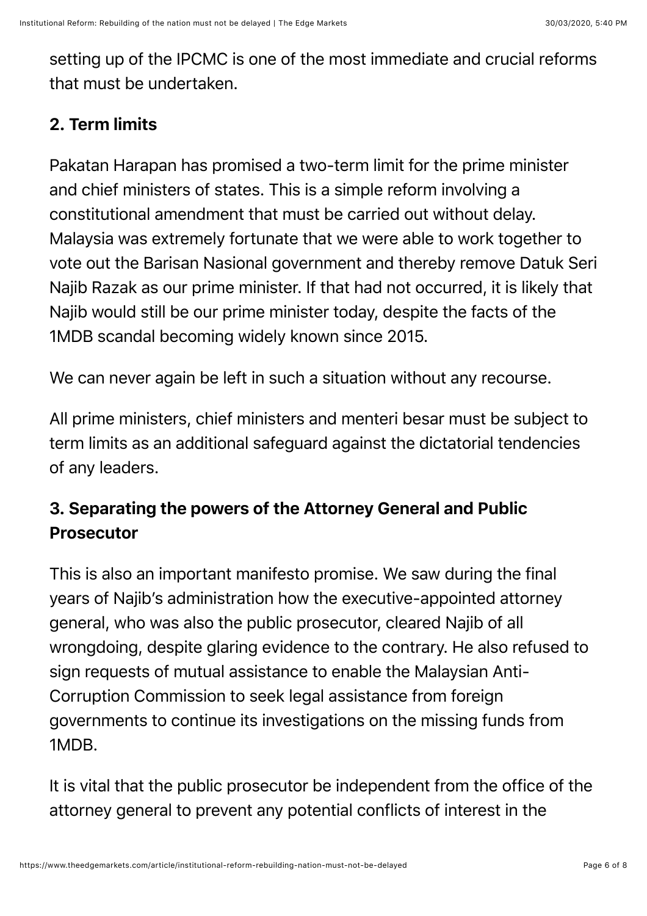setting up of the IPCMC is one of the most immediate and crucial reforms that must be undertaken.

## 2. Term limits

Pakatan Harapan has promised a two-term limit for the prime minister and chief ministers of states. This is a simple reform involving a constitutional amendment that must be carried out without delay. Malaysia was extremely fortunate that we were able to work together to vote out the Barisan Nasional government and thereby remove Datuk Seri Najib Razak as our prime minister. If that had not occurred, it is likely that Najib would still be our prime minister today, despite the facts of the 1MDB scandal becoming widely known since 2015.

We can never again be left in such a situation without any recourse.

All prime ministers, chief ministers and menteri besar must be subject to term limits as an additional safeguard against the dictatorial tendencies of any leaders.

## 3. Separating the powers of the Attorney General and Public Prosecutor

This is also an important manifesto promise. We saw during the final years of Najib's administration how the executive-appointed attorney general, who was also the public prosecutor, cleared Najib of all wrongdoing, despite glaring evidence to the contrary. He also refused to sign requests of mutual assistance to enable the Malaysian Anti-Corruption Commission to seek legal assistance from foreign governments to continue its investigations on the missing funds from 1MDB.

It is vital that the public prosecutor be independent from the office of the attorney general to prevent any potential conflicts of interest in the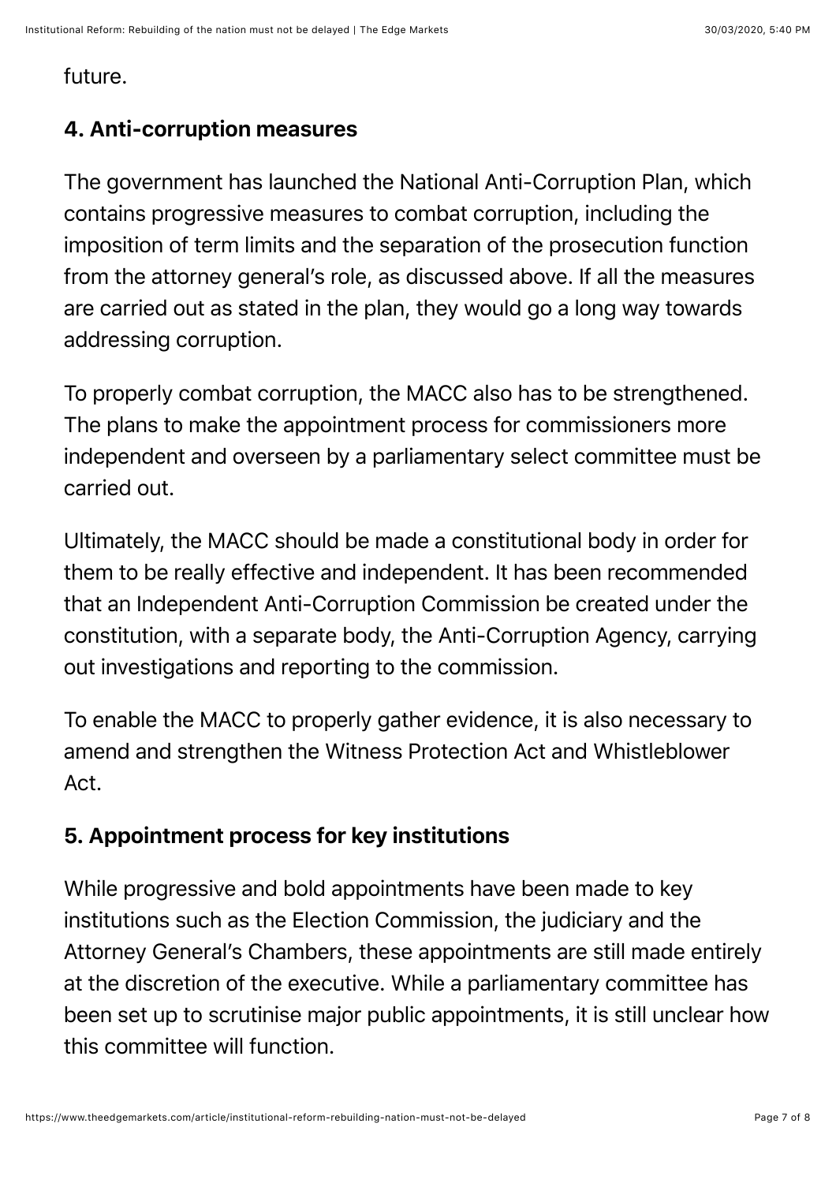future.

### 4. Anti-corruption measures

The government has launched the National Anti-Corruption Plan, which contains progressive measures to combat corruption, including the imposition of term limits and the separation of the prosecution function from the attorney general's role, as discussed above. If all the measures are carried out as stated in the plan, they would go a long way towards addressing corruption.

To properly combat corruption, the MACC also has to be strengthened. The plans to make the appointment process for commissioners more independent and overseen by a parliamentary select committee must be carried out.

Ultimately, the MACC should be made a constitutional body in order for them to be really effective and independent. It has been recommended that an Independent Anti-Corruption Commission be created under the constitution, with a separate body, the Anti-Corruption Agency, carrying out investigations and reporting to the commission.

To enable the MACC to properly gather evidence, it is also necessary to amend and strengthen the Witness Protection Act and Whistleblower Act.

### 5. Appointment process for key institutions

While progressive and bold appointments have been made to key institutions such as the Election Commission, the judiciary and the Attorney General's Chambers, these appointments are still made entirely at the discretion of the executive. While a parliamentary committee has been set up to scrutinise major public appointments, it is still unclear how this committee will function.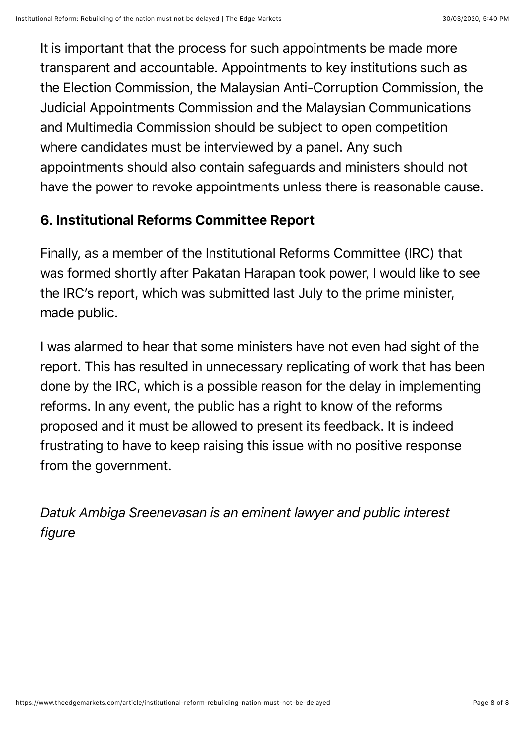It is important that the process for such appointments be made more transparent and accountable. Appointments to key institutions such as the Election Commission, the Malaysian Anti-Corruption Commission, the Judicial Appointments Commission and the Malaysian Communications and Multimedia Commission should be subject to open competition where candidates must be interviewed by a panel. Any such appointments should also contain safeguards and ministers should not have the power to revoke appointments unless there is reasonable cause.

### 6. Institutional Reforms Committee Report

Finally, as a member of the Institutional Reforms Committee (IRC) that was formed shortly after Pakatan Harapan took power, I would like to see the IRC's report, which was submitted last July to the prime minister, made public.

I was alarmed to hear that some ministers have not even had sight of the report. This has resulted in unnecessary replicating of work that has been done by the IRC, which is a possible reason for the delay in implementing reforms. In any event, the public has a right to know of the reforms proposed and it must be allowed to present its feedback. It is indeed frustrating to have to keep raising this issue with no positive response from the government.

*Datuk Ambiga Sreenevasan is an eminent lawyer and public interest figure*